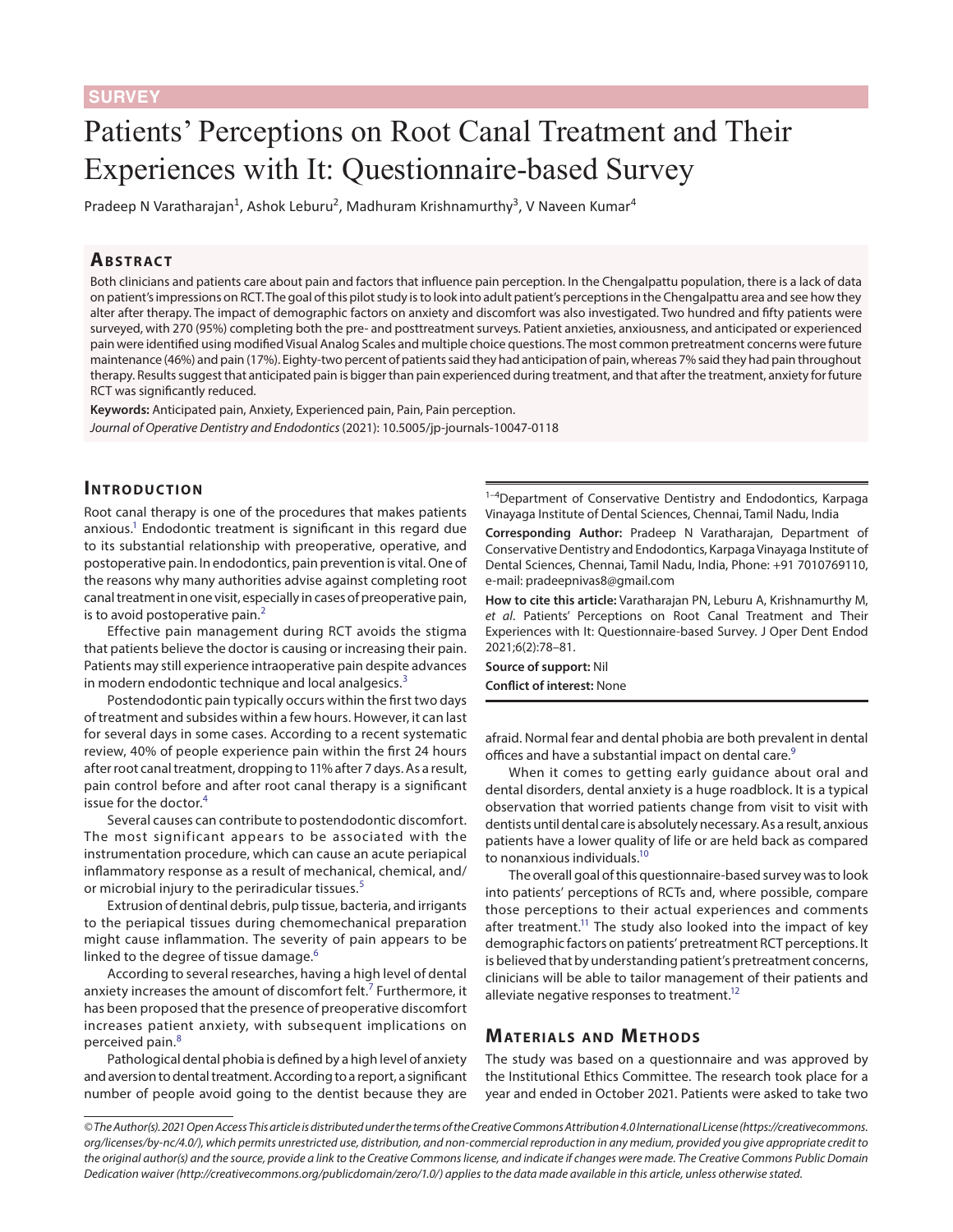**SURVEY**

# Patients' Perceptions on Root Canal Treatment and Their Experiences with It: Questionnaire-based Survey

Pradeep N Varatharajan[1], Ashok Leburu[2], Madhuram Krishnamurthy[3], V Naveen Kumar[4]

## Abstract

Both clinicians and patients care about pain and factors that influence pain perception. In the Chengalpattu population, there is a lack of data on patient's impressions on RCT. The goal of this pilot study is to look into adult patient's perceptions in the Chengalpattu area and see how they alter after therapy. The impact of demographic factors on anxiety and discomfort was also investigated. Two hundred and fifty patients were surveyed, with 270 (95%) completing both the pre- and posttreatment surveys. Patient anxieties, anxiousness, and anticipated or experienced pain were identified using modified Visual Analog Scales and multiple choice questions. The most common pretreatment concerns were future maintenance (46%) and pain (17%). Eighty-two percent of patients said they had anticipation of pain, whereas 7% said they had pain throughout therapy. Results suggest that anticipated pain is bigger than pain experienced during treatment, and that after the treatment, anxiety for future RCT was significantly reduced.

**Keywords:** Anticipated pain, Anxiety, Experienced pain, Pain, Pain perception.

*Journal of Operative Dentistry and Endodontics* (2021): 10.5005/jp-journals-10047-0118

## Introduction

Root canal therapy is one of the procedures that makes patients anxious.[1] Endodontic treatment is significant in this regard due to its substantial relationship with preoperative, operative, and postoperative pain. In endodontics, pain prevention is vital. One of the reasons why many authorities advise against completing root canal treatment in one visit, especially in cases of preoperative pain, is to avoid postoperative pain.[2]

Effective pain management during RCT avoids the stigma that patients believe the doctor is causing or increasing their pain. Patients may still experience intraoperative pain despite advances in modern endodontic technique and local analgesics.[3]

Postendodontic pain typically occurs within the first two days of treatment and subsides within a few hours. However, it can last for several days in some cases. According to a recent systematic review, 40% of people experience pain within the first 24 hours after root canal treatment, dropping to 11% after 7 days. As a result, pain control before and after root canal therapy is a significant issue for the doctor.[4]

Several causes can contribute to postendodontic discomfort. The most significant appears to be associated with the instrumentation procedure, which can cause an acute periapical inflammatory response as a result of mechanical, chemical, and/or microbial injury to the periradicular tissues.[5]

Extrusion of dentinal debris, pulp tissue, bacteria, and irrigants to the periapical tissues during chemomechanical preparation might cause inflammation. The severity of pain appears to be linked to the degree of tissue damage.[6]

According to several researches, having a high level of dental anxiety increases the amount of discomfort felt.[7] Furthermore, it has been proposed that the presence of preoperative discomfort increases patient anxiety, with subsequent implications on perceived pain.[8]

Pathological dental phobia is defined by a high level of anxiety and aversion to dental treatment. According to a report, a significant number of people avoid going to the dentist because they are afraid. Normal fear and dental phobia are both prevalent in dental offices and have a substantial impact on dental care.[9]

When it comes to getting early guidance about oral and dental disorders, dental anxiety is a huge roadblock. It is a typical observation that worried patients change from visit to visit with dentists until dental care is absolutely necessary. As a result, anxious patients have a lower quality of life or are held back as compared to nonanxious individuals.[10]

The overall goal of this questionnaire-based survey was to look into patients' perceptions of RCTs and, where possible, compare those perceptions to their actual experiences and comments after treatment.[11] The study also looked into the impact of key demographic factors on patients' pretreatment RCT perceptions. It is believed that by understanding patient's pretreatment concerns, clinicians will be able to tailor management of their patients and alleviate negative responses to treatment.[12]

## Materials and Methods

The study was based on a questionnaire and was approved by the Institutional Ethics Committee. The research took place for a year and ended in October 2021. Patients were asked to take two

---

[1–4]Department of Conservative Dentistry and Endodontics, Karpaga Vinayaga Institute of Dental Sciences, Chennai, Tamil Nadu, India

**Corresponding Author:** Pradeep N Varatharajan, Department of Conservative Dentistry and Endodontics, Karpaga Vinayaga Institute of Dental Sciences, Chennai, Tamil Nadu, India, Phone: +91 7010769110, e-mail: pradeepnivas8@gmail.com

**How to cite this article:** Varatharajan PN, Leburu A, Krishnamurthy M, *et al*. Patients' Perceptions on Root Canal Treatment and Their Experiences with It: Questionnaire-based Survey. J Oper Dent Endod 2021;6(2):78–81.

**Source of support:** Nil

**Conflict of interest:** None

*© The Author(s). 2021 Open Access This article is distributed under the terms of the Creative Commons Attribution 4.0 International License (https://creativecommons.org/licenses/by-nc/4.0/), which permits unrestricted use, distribution, and non-commercial reproduction in any medium, provided you give appropriate credit to the original author(s) and the source, provide a link to the Creative Commons license, and indicate if changes were made. The Creative Commons Public Domain Dedication waiver (http://creativecommons.org/publicdomain/zero/1.0/) applies to the data made available in this article, unless otherwise stated.*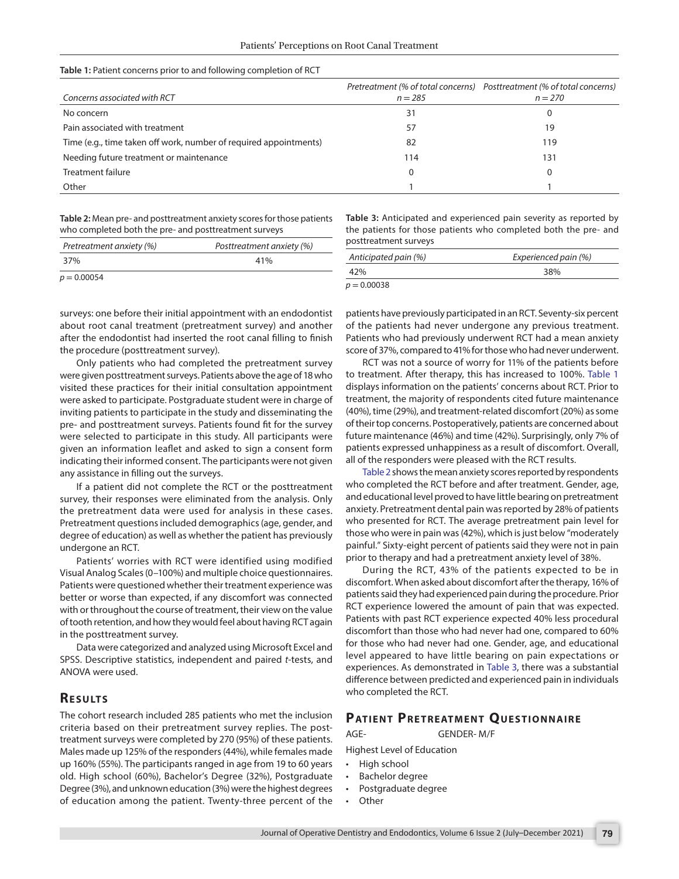**Table 1:** Patient concerns prior to and following completion of RCT

| *Concerns associated with RCT* | *Pretreatment (% of total concerns) n = 285* | *Posttreatment (% of total concerns) n = 270* |
|---|---|---|
| No concern | 31 | 0 |
| Pain associated with treatment | 57 | 19 |
| Time (e.g., time taken off work, number of required appointments) | 82 | 119 |
| Needing future treatment or maintenance | 114 | 131 |
| Treatment failure | 0 | 0 |
| Other | 1 | 1 |

**Table 2:** Mean pre- and posttreatment anxiety scores for those patients who completed both the pre- and posttreatment surveys

| *Pretreatment anxiety (%)* | *Posttreatment anxiety (%)* |
|---|---|
| 37% | 41% |

$p = 0.00054$

**Table 3:** Anticipated and experienced pain severity as reported by the patients for those patients who completed both the pre- and posttreatment surveys

| *Anticipated pain (%)* | *Experienced pain (%)* |
|---|---|
| 42% | 38% |

$p = 0.00038$

surveys: one before their initial appointment with an endodontist about root canal treatment (pretreatment survey) and another after the endodontist had inserted the root canal filling to finish the procedure (posttreatment survey).

Only patients who had completed the pretreatment survey were given posttreatment surveys. Patients above the age of 18 who visited these practices for their initial consultation appointment were asked to participate. Postgraduate student were in charge of inviting patients to participate in the study and disseminating the pre- and posttreatment surveys. Patients found fit for the survey were selected to participate in this study. All participants were given an information leaflet and asked to sign a consent form indicating their informed consent. The participants were not given any assistance in filling out the surveys.

If a patient did not complete the RCT or the posttreatment survey, their responses were eliminated from the analysis. Only the pretreatment data were used for analysis in these cases. Pretreatment questions included demographics (age, gender, and degree of education) as well as whether the patient has previously undergone an RCT.

Patients' worries with RCT were identified using modified Visual Analog Scales (0–100%) and multiple choice questionnaires. Patients were questioned whether their treatment experience was better or worse than expected, if any discomfort was connected with or throughout the course of treatment, their view on the value of tooth retention, and how they would feel about having RCT again in the posttreatment survey.

Data were categorized and analyzed using Microsoft Excel and SPSS. Descriptive statistics, independent and paired *t*-tests, and ANOVA were used.

## Results

The cohort research included 285 patients who met the inclusion criteria based on their pretreatment survey replies. The posttreatment surveys were completed by 270 (95%) of these patients. Males made up 125% of the responders (44%), while females made up 160% (55%). The participants ranged in age from 19 to 60 years old. High school (60%), Bachelor's Degree (32%), Postgraduate Degree (3%), and unknown education (3%) were the highest degrees of education among the patient. Twenty-three percent of the patients have previously participated in an RCT. Seventy-six percent of the patients had never undergone any previous treatment. Patients who had previously underwent RCT had a mean anxiety score of 37%, compared to 41% for those who had never underwent.

RCT was not a source of worry for 11% of the patients before to treatment. After therapy, this has increased to 100%. Table 1 displays information on the patients' concerns about RCT. Prior to treatment, the majority of respondents cited future maintenance (40%), time (29%), and treatment-related discomfort (20%) as some of their top concerns. Postoperatively, patients are concerned about future maintenance (46%) and time (42%). Surprisingly, only 7% of patients expressed unhappiness as a result of discomfort. Overall, all of the responders were pleased with the RCT results.

Table 2 shows the mean anxiety scores reported by respondents who completed the RCT before and after treatment. Gender, age, and educational level proved to have little bearing on pretreatment anxiety. Pretreatment dental pain was reported by 28% of patients who presented for RCT. The average pretreatment pain level for those who were in pain was (42%), which is just below "moderately painful." Sixty-eight percent of patients said they were not in pain prior to therapy and had a pretreatment anxiety level of 38%.

During the RCT, 43% of the patients expected to be in discomfort. When asked about discomfort after the therapy, 16% of patients said they had experienced pain during the procedure. Prior RCT experience lowered the amount of pain that was expected. Patients with past RCT experience expected 40% less procedural discomfort than those who had never had one, compared to 60% for those who had never had one. Gender, age, and educational level appeared to have little bearing on pain expectations or experiences. As demonstrated in Table 3, there was a substantial difference between predicted and experienced pain in individuals who completed the RCT.

## Patient Pretreatment Questionnaire

AGE- GENDER- M/F

Highest Level of Education

- High school
- Bachelor degree
- Postgraduate degree
- Other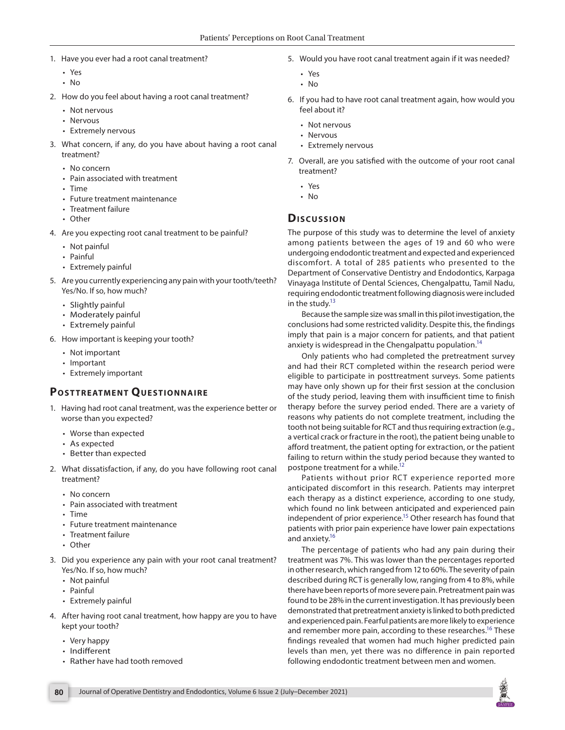1. Have you ever had a root canal treatment?
   - Yes
   - No
2. How do you feel about having a root canal treatment?
   - Not nervous
   - Nervous
   - Extremely nervous
3. What concern, if any, do you have about having a root canal treatment?
   - No concern
   - Pain associated with treatment
   - Time
   - Future treatment maintenance
   - Treatment failure
   - Other
4. Are you expecting root canal treatment to be painful?
   - Not painful
   - Painful
   - Extremely painful
5. Are you currently experiencing any pain with your tooth/teeth? Yes/No. If so, how much?
   - Slightly painful
   - Moderately painful
   - Extremely painful
6. How important is keeping your tooth?
   - Not important
   - Important
   - Extremely important

## Posttreatment Questionnaire

1. Having had root canal treatment, was the experience better or worse than you expected?
   - Worse than expected
   - As expected
   - Better than expected
2. What dissatisfaction, if any, do you have following root canal treatment?
   - No concern
   - Pain associated with treatment
   - Time
   - Future treatment maintenance
   - Treatment failure
   - Other
3. Did you experience any pain with your root canal treatment? Yes/No. If so, how much?
   - Not painful
   - Painful
   - Extremely painful
4. After having root canal treatment, how happy are you to have kept your tooth?
   - Very happy
   - Indifferent
   - Rather have had tooth removed
5. Would you have root canal treatment again if it was needed?
   - Yes
   - No
6. If you had to have root canal treatment again, how would you feel about it?
   - Not nervous
   - Nervous
   - Extremely nervous
7. Overall, are you satisfied with the outcome of your root canal treatment?
   - Yes
   - No

## Discussion

The purpose of this study was to determine the level of anxiety among patients between the ages of 19 and 60 who were undergoing endodontic treatment and expected and experienced discomfort. A total of 285 patients who presented to the Department of Conservative Dentistry and Endodontics, Karpaga Vinayaga Institute of Dental Sciences, Chengalpattu, Tamil Nadu, requiring endodontic treatment following diagnosis were included in the study.[13]

Because the sample size was small in this pilot investigation, the conclusions had some restricted validity. Despite this, the findings imply that pain is a major concern for patients, and that patient anxiety is widespread in the Chengalpattu population.[14]

Only patients who had completed the pretreatment survey and had their RCT completed within the research period were eligible to participate in posttreatment surveys. Some patients may have only shown up for their first session at the conclusion of the study period, leaving them with insufficient time to finish therapy before the survey period ended. There are a variety of reasons why patients do not complete treatment, including the tooth not being suitable for RCT and thus requiring extraction (e.g., a vertical crack or fracture in the root), the patient being unable to afford treatment, the patient opting for extraction, or the patient failing to return within the study period because they wanted to postpone treatment for a while.[12]

Patients without prior RCT experience reported more anticipated discomfort in this research. Patients may interpret each therapy as a distinct experience, according to one study, which found no link between anticipated and experienced pain independent of prior experience.[15] Other research has found that patients with prior pain experience have lower pain expectations and anxiety.[16]

The percentage of patients who had any pain during their treatment was 7%. This was lower than the percentages reported in other research, which ranged from 12 to 60%. The severity of pain described during RCT is generally low, ranging from 4 to 8%, while there have been reports of more severe pain. Pretreatment pain was found to be 28% in the current investigation. It has previously been demonstrated that pretreatment anxiety is linked to both predicted and experienced pain. Fearful patients are more likely to experience and remember more pain, according to these researches.[16] These findings revealed that women had much higher predicted pain levels than men, yet there was no difference in pain reported following endodontic treatment between men and women.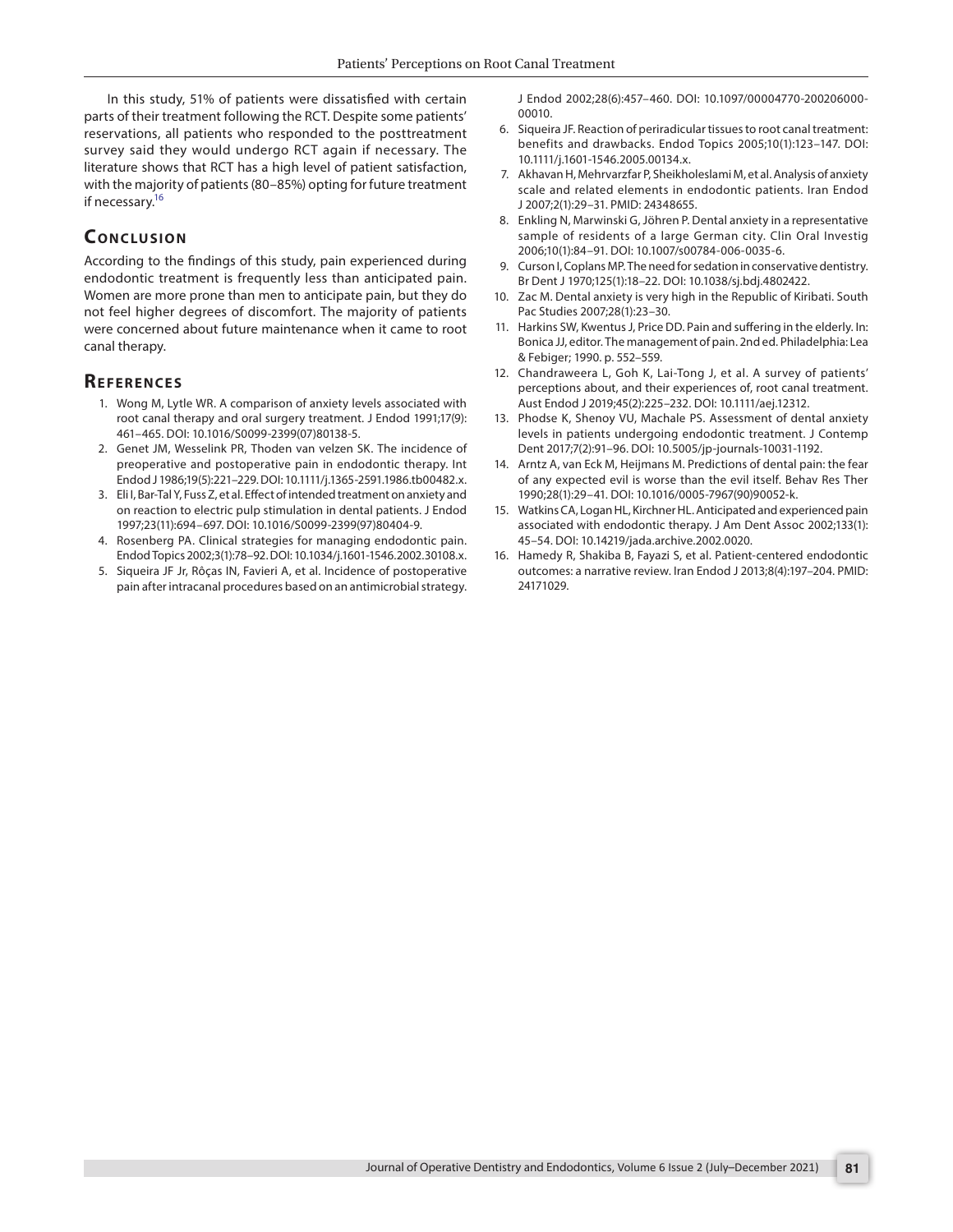In this study, 51% of patients were dissatisfied with certain parts of their treatment following the RCT. Despite some patients' reservations, all patients who responded to the posttreatment survey said they would undergo RCT again if necessary. The literature shows that RCT has a high level of patient satisfaction, with the majority of patients (80–85%) opting for future treatment if necessary.[16]

## Conclusion

According to the findings of this study, pain experienced during endodontic treatment is frequently less than anticipated pain. Women are more prone than men to anticipate pain, but they do not feel higher degrees of discomfort. The majority of patients were concerned about future maintenance when it came to root canal therapy.

## References

1. Wong M, Lytle WR. A comparison of anxiety levels associated with root canal therapy and oral surgery treatment. J Endod 1991;17(9): 461–465. DOI: 10.1016/S0099-2399(07)80138-5.
2. Genet JM, Wesselink PR, Thoden van velzen SK. The incidence of preoperative and postoperative pain in endodontic therapy. Int Endod J 1986;19(5):221–229. DOI: 10.1111/j.1365-2591.1986.tb00482.x.
3. Eli I, Bar-Tal Y, Fuss Z, et al. Effect of intended treatment on anxiety and on reaction to electric pulp stimulation in dental patients. J Endod 1997;23(11):694–697. DOI: 10.1016/S0099-2399(97)80404-9.
4. Rosenberg PA. Clinical strategies for managing endodontic pain. Endod Topics 2002;3(1):78–92. DOI: 10.1034/j.1601-1546.2002.30108.x.
5. Siqueira JF Jr, Rôças IN, Favieri A, et al. Incidence of postoperative pain after intracanal procedures based on an antimicrobial strategy. J Endod 2002;28(6):457–460. DOI: 10.1097/00004770-200206000-00010.
6. Siqueira JF. Reaction of periradicular tissues to root canal treatment: benefits and drawbacks. Endod Topics 2005;10(1):123–147. DOI: 10.1111/j.1601-1546.2005.00134.x.
7. Akhavan H, Mehrvarzfar P, Sheikholeslami M, et al. Analysis of anxiety scale and related elements in endodontic patients. Iran Endod J 2007;2(1):29–31. PMID: 24348655.
8. Enkling N, Marwinski G, Jöhren P. Dental anxiety in a representative sample of residents of a large German city. Clin Oral Investig 2006;10(1):84–91. DOI: 10.1007/s00784-006-0035-6.
9. Curson I, Coplans MP. The need for sedation in conservative dentistry. Br Dent J 1970;125(1):18–22. DOI: 10.1038/sj.bdj.4802422.
10. Zac M. Dental anxiety is very high in the Republic of Kiribati. South Pac Studies 2007;28(1):23–30.
11. Harkins SW, Kwentus J, Price DD. Pain and suffering in the elderly. In: Bonica JJ, editor. The management of pain. 2nd ed. Philadelphia: Lea & Febiger; 1990. p. 552–559.
12. Chandraweera L, Goh K, Lai-Tong J, et al. A survey of patients' perceptions about, and their experiences of, root canal treatment. Aust Endod J 2019;45(2):225–232. DOI: 10.1111/aej.12312.
13. Phodse K, Shenoy VU, Machale PS. Assessment of dental anxiety levels in patients undergoing endodontic treatment. J Contemp Dent 2017;7(2):91–96. DOI: 10.5005/jp-journals-10031-1192.
14. Arntz A, van Eck M, Heijmans M. Predictions of dental pain: the fear of any expected evil is worse than the evil itself. Behav Res Ther 1990;28(1):29–41. DOI: 10.1016/0005-7967(90)90052-k.
15. Watkins CA, Logan HL, Kirchner HL. Anticipated and experienced pain associated with endodontic therapy. J Am Dent Assoc 2002;133(1): 45–54. DOI: 10.14219/jada.archive.2002.0020.
16. Hamedy R, Shakiba B, Fayazi S, et al. Patient-centered endodontic outcomes: a narrative review. Iran Endod J 2013;8(4):197–204. PMID: 24171029.